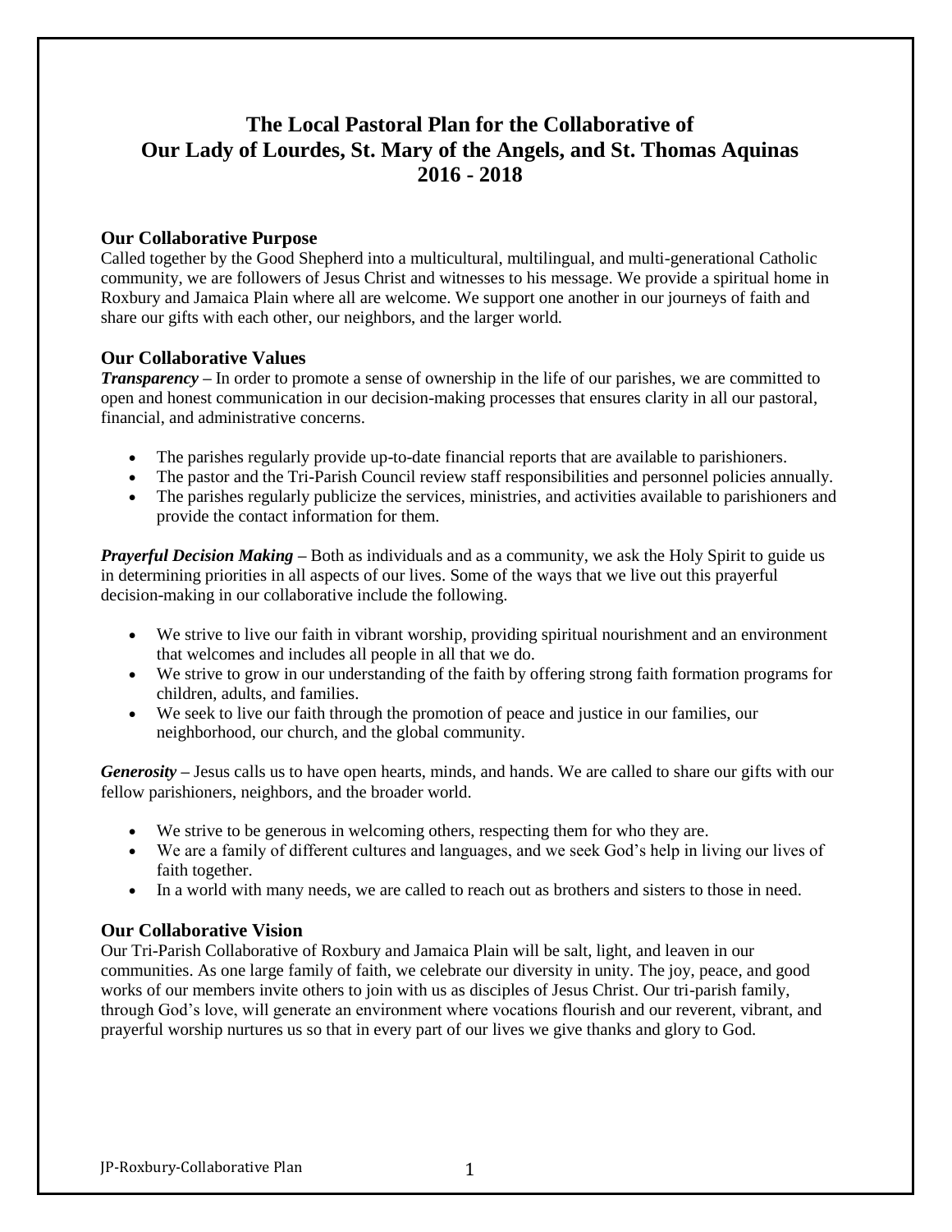# The Local Pastoral Plan for the Collaborative of Our Lady of Lourdes, St. Mary of the Angels, and St. Thomas Aquinas 2016 - 2018

## Our Collaborative Purpose

Called together by the Good Shepherd into a multicultural, multilingual, and multi-generational Catholic community, we are followers of Jesus Christ and witnesses to his message. We provide a spiritual home in Roxbury and Jamaica Plain where all are welcome. We support one another in our journeys of faith and share our gifts with each other, our neighbors, and the larger world.

## Our Collaborative Values

***Transparency*** – In order to promote a sense of ownership in the life of our parishes, we are committed to open and honest communication in our decision-making processes that ensures clarity in all our pastoral, financial, and administrative concerns.

- The parishes regularly provide up-to-date financial reports that are available to parishioners.
- The pastor and the Tri-Parish Council review staff responsibilities and personnel policies annually.
- The parishes regularly publicize the services, ministries, and activities available to parishioners and provide the contact information for them.

***Prayerful Decision Making*** – Both as individuals and as a community, we ask the Holy Spirit to guide us in determining priorities in all aspects of our lives. Some of the ways that we live out this prayerful decision-making in our collaborative include the following.

- We strive to live our faith in vibrant worship, providing spiritual nourishment and an environment that welcomes and includes all people in all that we do.
- We strive to grow in our understanding of the faith by offering strong faith formation programs for children, adults, and families.
- We seek to live our faith through the promotion of peace and justice in our families, our neighborhood, our church, and the global community.

***Generosity*** – Jesus calls us to have open hearts, minds, and hands. We are called to share our gifts with our fellow parishioners, neighbors, and the broader world.

- We strive to be generous in welcoming others, respecting them for who they are.
- We are a family of different cultures and languages, and we seek God's help in living our lives of faith together.
- In a world with many needs, we are called to reach out as brothers and sisters to those in need.

## Our Collaborative Vision

Our Tri-Parish Collaborative of Roxbury and Jamaica Plain will be salt, light, and leaven in our communities. As one large family of faith, we celebrate our diversity in unity. The joy, peace, and good works of our members invite others to join with us as disciples of Jesus Christ. Our tri-parish family, through God's love, will generate an environment where vocations flourish and our reverent, vibrant, and prayerful worship nurtures us so that in every part of our lives we give thanks and glory to God.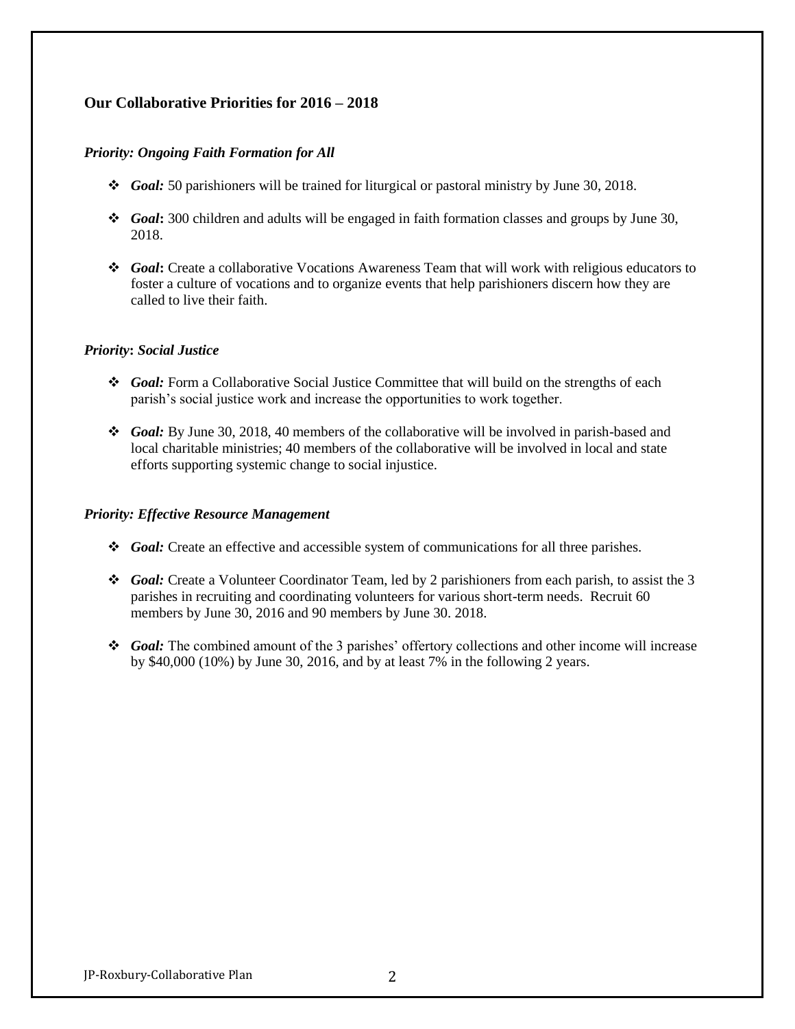## Our Collaborative Priorities for 2016 – 2018

### *Priority: Ongoing Faith Formation for All*

- ***Goal:*** 50 parishioners will be trained for liturgical or pastoral ministry by June 30, 2018.
- ***Goal*:** 300 children and adults will be engaged in faith formation classes and groups by June 30, 2018.
- ***Goal*:** Create a collaborative Vocations Awareness Team that will work with religious educators to foster a culture of vocations and to organize events that help parishioners discern how they are called to live their faith.

### *Priority: Social Justice*

- ***Goal:*** Form a Collaborative Social Justice Committee that will build on the strengths of each parish's social justice work and increase the opportunities to work together.
- ***Goal:*** By June 30, 2018, 40 members of the collaborative will be involved in parish-based and local charitable ministries; 40 members of the collaborative will be involved in local and state efforts supporting systemic change to social injustice.

### *Priority: Effective Resource Management*

- ***Goal:*** Create an effective and accessible system of communications for all three parishes.
- ***Goal:*** Create a Volunteer Coordinator Team, led by 2 parishioners from each parish, to assist the 3 parishes in recruiting and coordinating volunteers for various short-term needs. Recruit 60 members by June 30, 2016 and 90 members by June 30. 2018.
- ***Goal:*** The combined amount of the 3 parishes' offertory collections and other income will increase by $40,000 (10%) by June 30, 2016, and by at least 7% in the following 2 years.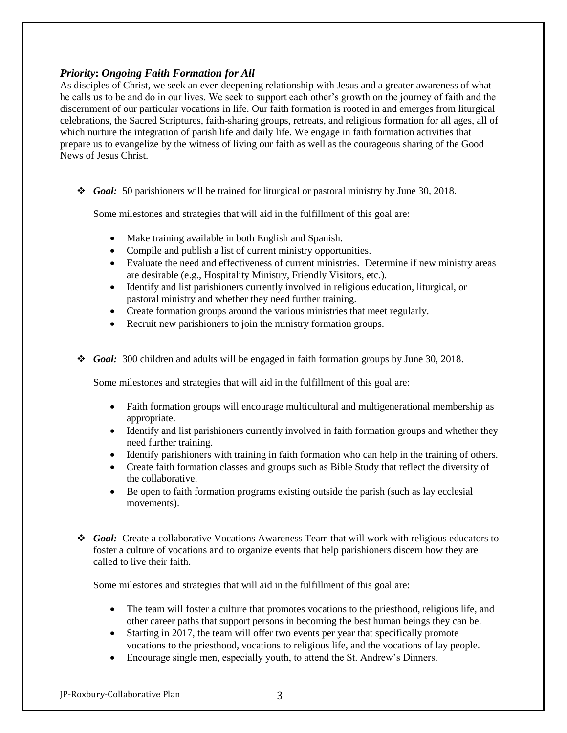### ***Priority*: *Ongoing Faith Formation for All***

As disciples of Christ, we seek an ever-deepening relationship with Jesus and a greater awareness of what he calls us to be and do in our lives. We seek to support each other's growth on the journey of faith and the discernment of our particular vocations in life. Our faith formation is rooted in and emerges from liturgical celebrations, the Sacred Scriptures, faith-sharing groups, retreats, and religious formation for all ages, all of which nurture the integration of parish life and daily life. We engage in faith formation activities that prepare us to evangelize by the witness of living our faith as well as the courageous sharing of the Good News of Jesus Christ.

- ***Goal:*** 50 parishioners will be trained for liturgical or pastoral ministry by June 30, 2018.

  Some milestones and strategies that will aid in the fulfillment of this goal are:

  - Make training available in both English and Spanish.
  - Compile and publish a list of current ministry opportunities.
  - Evaluate the need and effectiveness of current ministries. Determine if new ministry areas are desirable (e.g., Hospitality Ministry, Friendly Visitors, etc.).
  - Identify and list parishioners currently involved in religious education, liturgical, or pastoral ministry and whether they need further training.
  - Create formation groups around the various ministries that meet regularly.
  - Recruit new parishioners to join the ministry formation groups.

- ***Goal:*** 300 children and adults will be engaged in faith formation groups by June 30, 2018.

  Some milestones and strategies that will aid in the fulfillment of this goal are:

  - Faith formation groups will encourage multicultural and multigenerational membership as appropriate.
  - Identify and list parishioners currently involved in faith formation groups and whether they need further training.
  - Identify parishioners with training in faith formation who can help in the training of others.
  - Create faith formation classes and groups such as Bible Study that reflect the diversity of the collaborative.
  - Be open to faith formation programs existing outside the parish (such as lay ecclesial movements).

- ***Goal:*** Create a collaborative Vocations Awareness Team that will work with religious educators to foster a culture of vocations and to organize events that help parishioners discern how they are called to live their faith.

  Some milestones and strategies that will aid in the fulfillment of this goal are:

  - The team will foster a culture that promotes vocations to the priesthood, religious life, and other career paths that support persons in becoming the best human beings they can be.
  - Starting in 2017, the team will offer two events per year that specifically promote vocations to the priesthood, vocations to religious life, and the vocations of lay people.
  - Encourage single men, especially youth, to attend the St. Andrew's Dinners.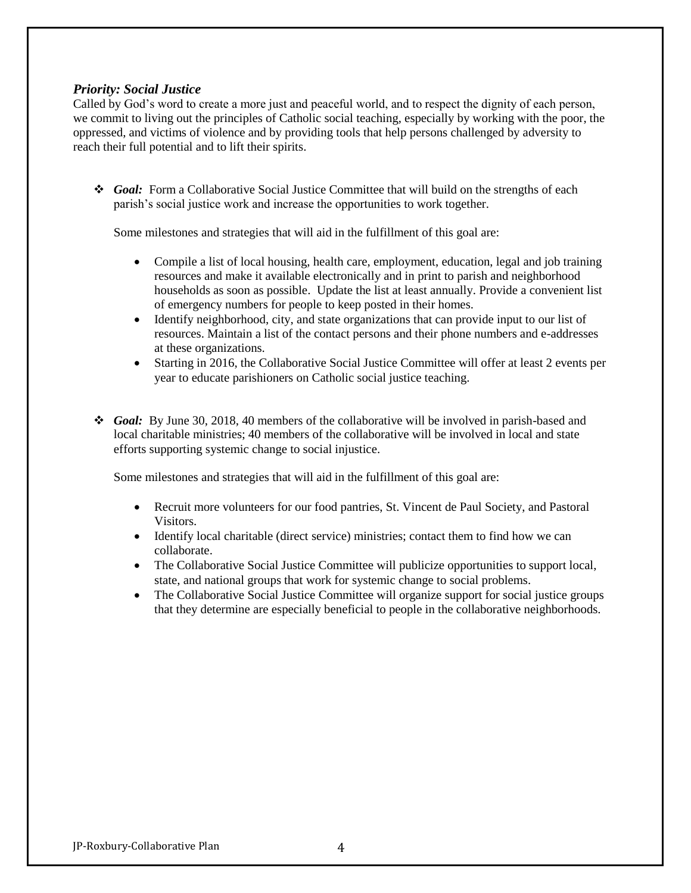### *Priority: Social Justice*

Called by God's word to create a more just and peaceful world, and to respect the dignity of each person, we commit to living out the principles of Catholic social teaching, especially by working with the poor, the oppressed, and victims of violence and by providing tools that help persons challenged by adversity to reach their full potential and to lift their spirits.

- ***Goal:*** Form a Collaborative Social Justice Committee that will build on the strengths of each parish's social justice work and increase the opportunities to work together.

  Some milestones and strategies that will aid in the fulfillment of this goal are:

  - Compile a list of local housing, health care, employment, education, legal and job training resources and make it available electronically and in print to parish and neighborhood households as soon as possible. Update the list at least annually. Provide a convenient list of emergency numbers for people to keep posted in their homes.
  - Identify neighborhood, city, and state organizations that can provide input to our list of resources. Maintain a list of the contact persons and their phone numbers and e-addresses at these organizations.
  - Starting in 2016, the Collaborative Social Justice Committee will offer at least 2 events per year to educate parishioners on Catholic social justice teaching.

- ***Goal:*** By June 30, 2018, 40 members of the collaborative will be involved in parish-based and local charitable ministries; 40 members of the collaborative will be involved in local and state efforts supporting systemic change to social injustice.

  Some milestones and strategies that will aid in the fulfillment of this goal are:

  - Recruit more volunteers for our food pantries, St. Vincent de Paul Society, and Pastoral Visitors.
  - Identify local charitable (direct service) ministries; contact them to find how we can collaborate.
  - The Collaborative Social Justice Committee will publicize opportunities to support local, state, and national groups that work for systemic change to social problems.
  - The Collaborative Social Justice Committee will organize support for social justice groups that they determine are especially beneficial to people in the collaborative neighborhoods.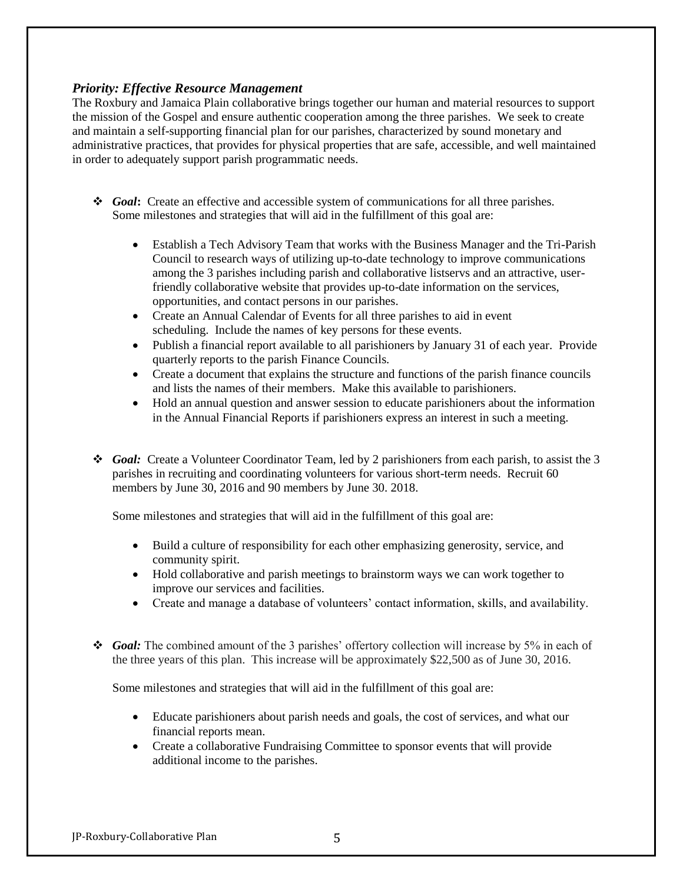### *Priority: Effective Resource Management*

The Roxbury and Jamaica Plain collaborative brings together our human and material resources to support the mission of the Gospel and ensure authentic cooperation among the three parishes. We seek to create and maintain a self-supporting financial plan for our parishes, characterized by sound monetary and administrative practices, that provides for physical properties that are safe, accessible, and well maintained in order to adequately support parish programmatic needs.

- ***Goal*:** Create an effective and accessible system of communications for all three parishes. Some milestones and strategies that will aid in the fulfillment of this goal are:
  - Establish a Tech Advisory Team that works with the Business Manager and the Tri-Parish Council to research ways of utilizing up-to-date technology to improve communications among the 3 parishes including parish and collaborative listservs and an attractive, user-friendly collaborative website that provides up-to-date information on the services, opportunities, and contact persons in our parishes.
  - Create an Annual Calendar of Events for all three parishes to aid in event scheduling. Include the names of key persons for these events.
  - Publish a financial report available to all parishioners by January 31 of each year. Provide quarterly reports to the parish Finance Councils.
  - Create a document that explains the structure and functions of the parish finance councils and lists the names of their members. Make this available to parishioners.
  - Hold an annual question and answer session to educate parishioners about the information in the Annual Financial Reports if parishioners express an interest in such a meeting.

- ***Goal:*** Create a Volunteer Coordinator Team, led by 2 parishioners from each parish, to assist the 3 parishes in recruiting and coordinating volunteers for various short-term needs. Recruit 60 members by June 30, 2016 and 90 members by June 30. 2018.

  Some milestones and strategies that will aid in the fulfillment of this goal are:

  - Build a culture of responsibility for each other emphasizing generosity, service, and community spirit.
  - Hold collaborative and parish meetings to brainstorm ways we can work together to improve our services and facilities.
  - Create and manage a database of volunteers' contact information, skills, and availability.

- ***Goal:*** The combined amount of the 3 parishes' offertory collection will increase by 5% in each of the three years of this plan. This increase will be approximately $22,500 as of June 30, 2016.

  Some milestones and strategies that will aid in the fulfillment of this goal are:

  - Educate parishioners about parish needs and goals, the cost of services, and what our financial reports mean.
  - Create a collaborative Fundraising Committee to sponsor events that will provide additional income to the parishes.